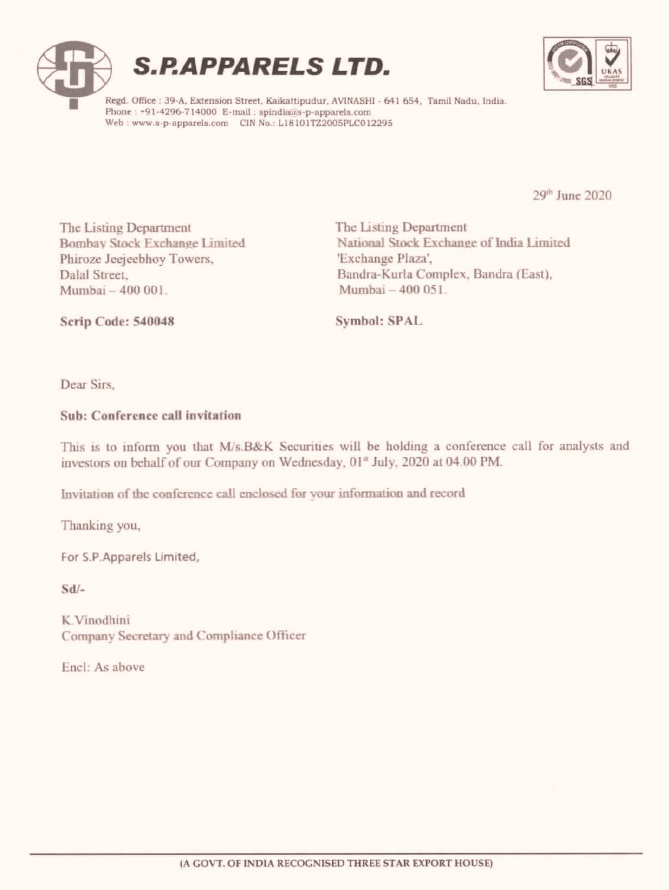# S.P.APPARELS LTD.

Regd. Office : 39-A, Extension Street, Kaikattipudur, AVINASHI - 641 654, Tamil Nadu, India.
Phone : +91-4296-714000 E-mail : spindia@s-p-apparels.com
Web : www.s-p-apparels.com CIN No.: L18101TZ2005PLC012295

29th June 2020

The Listing Department
Bombay Stock Exchange Limited
Phiroze Jeejeebhoy Towers,
Dalal Street,
Mumbai – 400 001.

**Scrip Code: 540048**

The Listing Department
National Stock Exchange of India Limited
'Exchange Plaza',
Bandra-Kurla Complex, Bandra (East),
Mumbai – 400 051.

**Symbol: SPAL**

Dear Sirs,

**Sub: Conference call invitation**

This is to inform you that M/s.B&K Securities will be holding a conference call for analysts and investors on behalf of our Company on Wednesday, 01st July, 2020 at 04.00 PM.

Invitation of the conference call enclosed for your information and record

Thanking you,

For S.P.Apparels Limited,

**Sd/-**

K.Vinodhini
Company Secretary and Compliance Officer

Encl: As above

(A GOVT. OF INDIA RECOGNISED THREE STAR EXPORT HOUSE)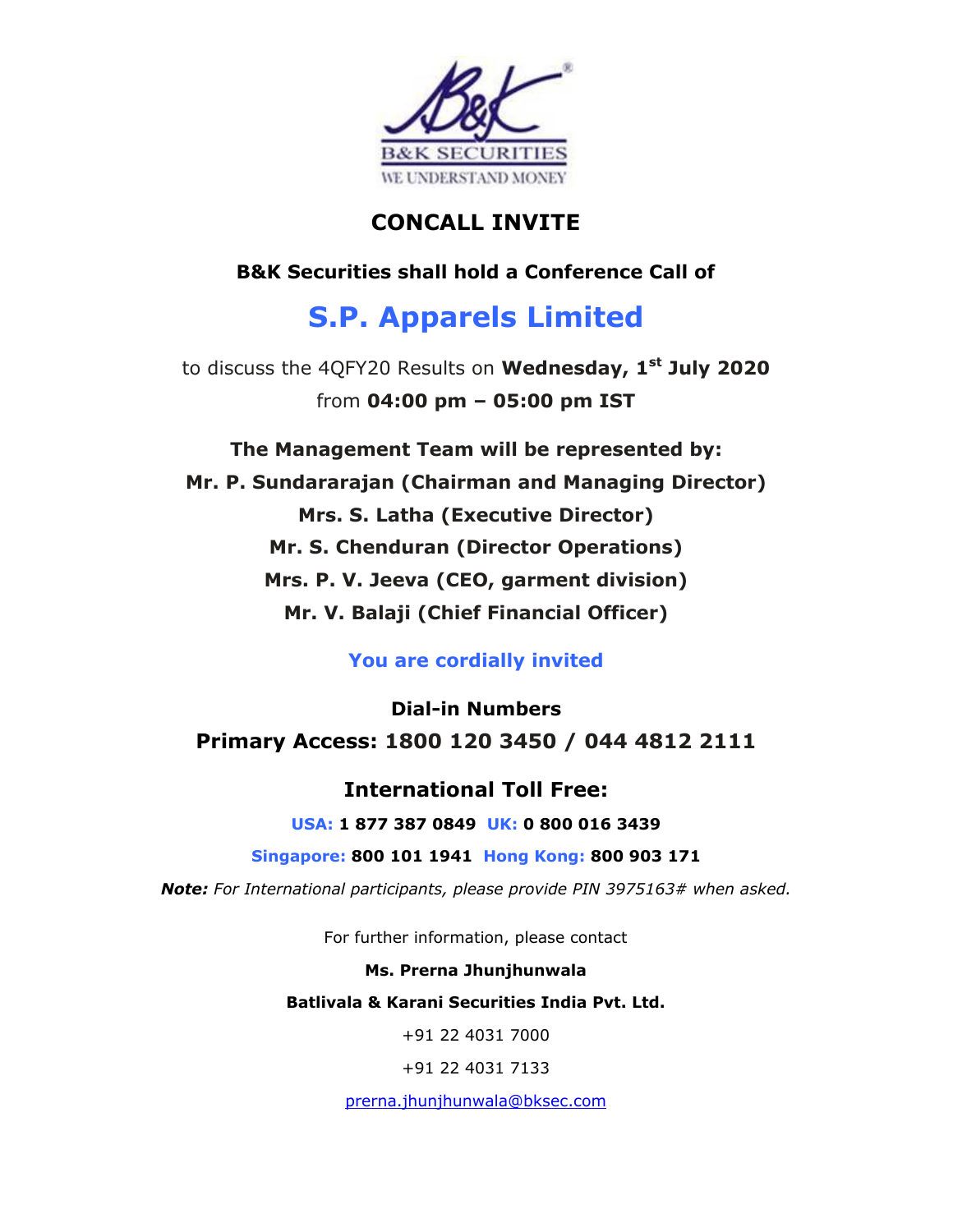# CONCALL INVITE

**B&K Securities shall hold a Conference Call of**

## S.P. Apparels Limited

to discuss the 4QFY20 Results on **Wednesday, 1st July 2020** from **04:00 pm – 05:00 pm IST**

**The Management Team will be represented by:**

**Mr. P. Sundararajan (Chairman and Managing Director)**

**Mrs. S. Latha (Executive Director)**

**Mr. S. Chenduran (Director Operations)**

**Mrs. P. V. Jeeva (CEO, garment division)**

**Mr. V. Balaji (Chief Financial Officer)**

**You are cordially invited**

**Dial-in Numbers**

**Primary Access: 1800 120 3450 / 044 4812 2111**

**International Toll Free:**

**USA: 1 877 387 0849 UK: 0 800 016 3439**

**Singapore: 800 101 1941 Hong Kong: 800 903 171**

***Note:*** *For International participants, please provide PIN 3975163# when asked.*

For further information, please contact

**Ms. Prerna Jhunjhunwala**

**Batlivala & Karani Securities India Pvt. Ltd.**

+91 22 4031 7000

+91 22 4031 7133

prerna.jhunjhunwala@bksec.com